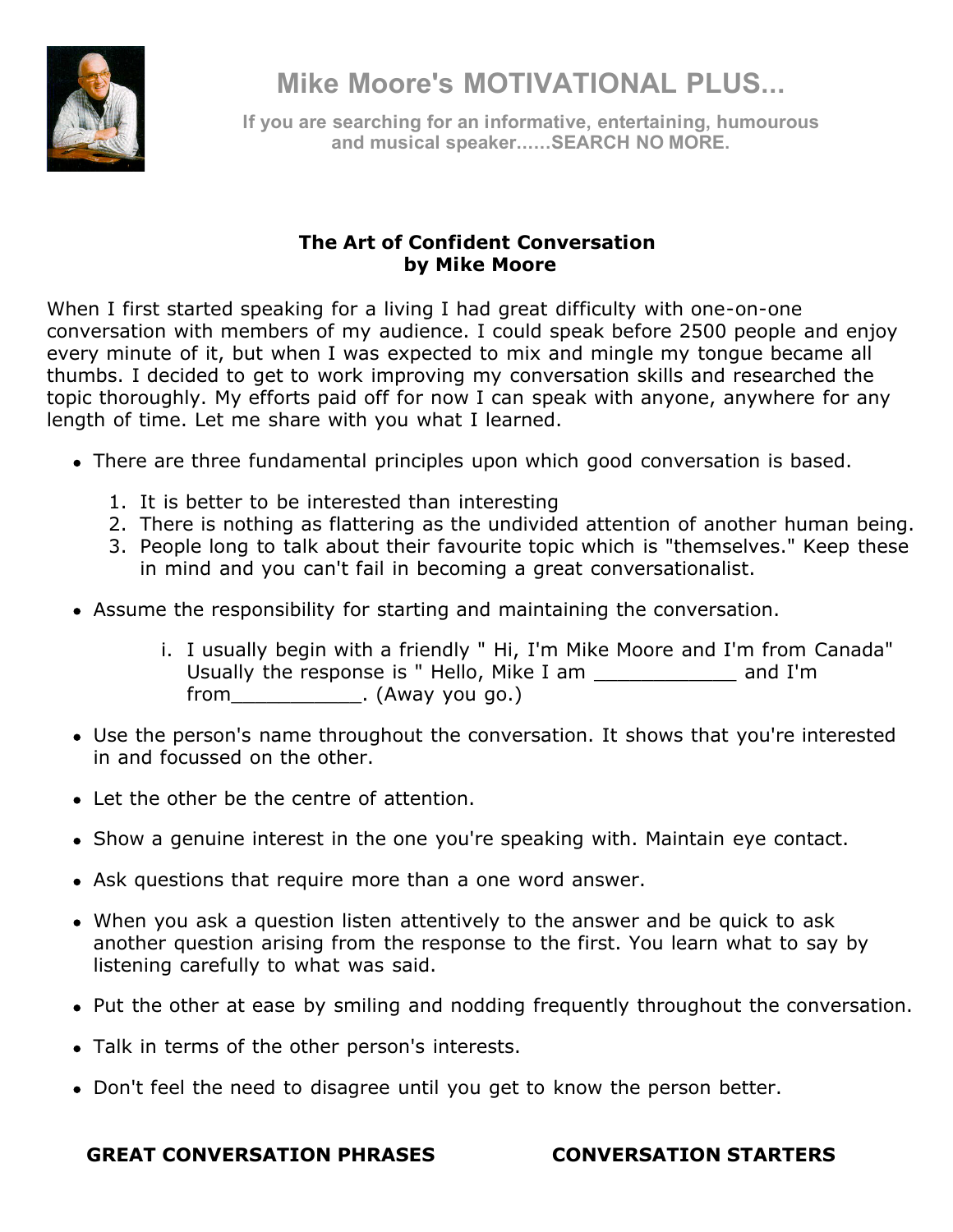# Mike Moore's MOTIVATIONAL PLUS...

**If you are searching for an informative, entertaining, humourous and musical speaker......SEARCH NO MORE.**

## The Art of Confident Conversation
### by Mike Moore

When I first started speaking for a living I had great difficulty with one-on-one conversation with members of my audience. I could speak before 2500 people and enjoy every minute of it, but when I was expected to mix and mingle my tongue became all thumbs. I decided to get to work improving my conversation skills and researched the topic thoroughly. My efforts paid off for now I can speak with anyone, anywhere for any length of time. Let me share with you what I learned.

- There are three fundamental principles upon which good conversation is based.
    1. It is better to be interested than interesting
    2. There is nothing as flattering as the undivided attention of another human being.
    3. People long to talk about their favourite topic which is "themselves." Keep these in mind and you can't fail in becoming a great conversationalist.
- Assume the responsibility for starting and maintaining the conversation.
    i. I usually begin with a friendly " Hi, I'm Mike Moore and I'm from Canada" Usually the response is " Hello, Mike I am ____________ and I'm from___________. (Away you go.)
- Use the person's name throughout the conversation. It shows that you're interested in and focussed on the other.
- Let the other be the centre of attention.
- Show a genuine interest in the one you're speaking with. Maintain eye contact.
- Ask questions that require more than a one word answer.
- When you ask a question listen attentively to the answer and be quick to ask another question arising from the response to the first. You learn what to say by listening carefully to what was said.
- Put the other at ease by smiling and nodding frequently throughout the conversation.
- Talk in terms of the other person's interests.
- Don't feel the need to disagree until you get to know the person better.

**GREAT CONVERSATION PHRASES**

**CONVERSATION STARTERS**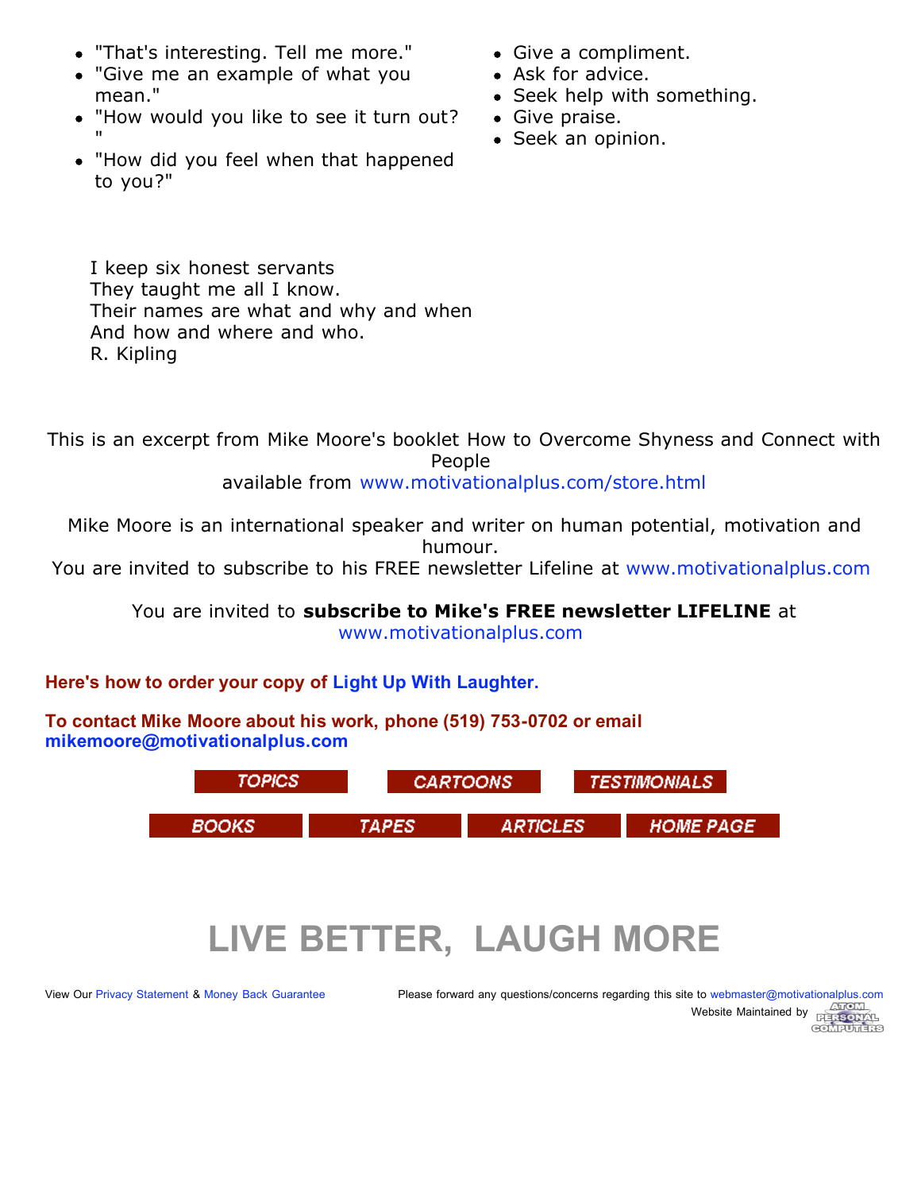- "That's interesting. Tell me more."
- "Give me an example of what you mean."
- "How would you like to see it turn out?"
- "How did you feel when that happened to you?"

- Give a compliment.
- Ask for advice.
- Seek help with something.
- Give praise.
- Seek an opinion.

I keep six honest servants
They taught me all I know.
Their names are what and why and when
And how and where and who.
R. Kipling

This is an excerpt from Mike Moore's booklet How to Overcome Shyness and Connect with People
available from www.motivationalplus.com/store.html

Mike Moore is an international speaker and writer on human potential, motivation and humour.
You are invited to subscribe to his FREE newsletter Lifeline at www.motivationalplus.com

You are invited to **subscribe to Mike's FREE newsletter LIFELINE** at www.motivationalplus.com

**Here's how to order your copy of Light Up With Laughter.**

**To contact Mike Moore about his work, phone (519) 753-0702 or email mikemoore@motivationalplus.com**

TOPICS | CARTOONS | TESTIMONIALS

BOOKS | TAPES | ARTICLES | HOME PAGE

# LIVE BETTER, LAUGH MORE

View Our Privacy Statement & Money Back Guarantee

Please forward any questions/concerns regarding this site to webmaster@motivationalplus.com

Website Maintained by ATOM PERSONAL COMPUTERS